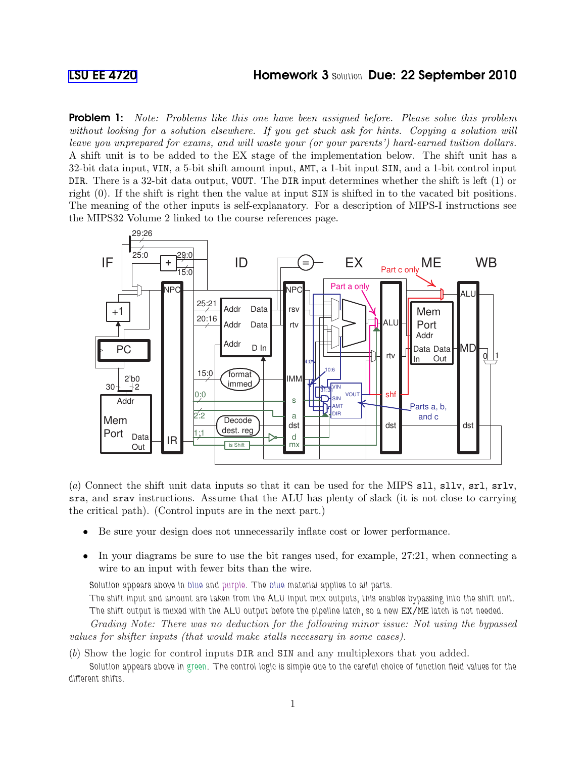LSU EE 4720 **Homework 3** Solution **Due: 22 September 2010**

**Problem 1:** *Note: Problems like this one have been assigned before. Please solve this problem without looking for a solution elsewhere. If you get stuck ask for hints. Copying a solution will leave you unprepared for exams, and will waste your (or your parents') hard-earned tuition dollars.* A shift unit is to be added to the EX stage of the implementation below. The shift unit has a 32-bit data input, VIN, a 5-bit shift amount input, AMT, a 1-bit input SIN, and a 1-bit control input DIR. There is a 32-bit data output, VOUT. The DIR input determines whether the shift is left (1) or right (0). If the shift is right then the value at input SIN is shifted in to the vacated bit positions. The meaning of the other inputs is self-explanatory. For a description of MIPS-I instructions see the MIPS32 Volume 2 linked to the course references page.

(*a*) Connect the shift unit data inputs so that it can be used for the MIPS sll, sllv, srl, srlv, sra, and srav instructions. Assume that the ALU has plenty of slack (it is not close to carrying the critical path). (Control inputs are in the next part.)

- Be sure your design does not unnecessarily inflate cost or lower performance.
- In your diagrams be sure to use the bit ranges used, for example, 27:21, when connecting a wire to an input with fewer bits than the wire.

Solution appears above in blue and purple. The blue material applies to all parts.

The shift input and amount are taken from the ALU input mux outputs, this enables bypassing into the shift unit.

The shift output is muxed with the ALU output before the pipeline latch, so a new EX/ME latch is not needed.

*Grading Note: There was no deduction for the following minor issue: Not using the bypassed values for shifter inputs (that would make stalls necessary in some cases).*

(*b*) Show the logic for control inputs DIR and SIN and any multiplexors that you added.

Solution appears above in green. The control logic is simple due to the careful choice of function field values for the different shifts.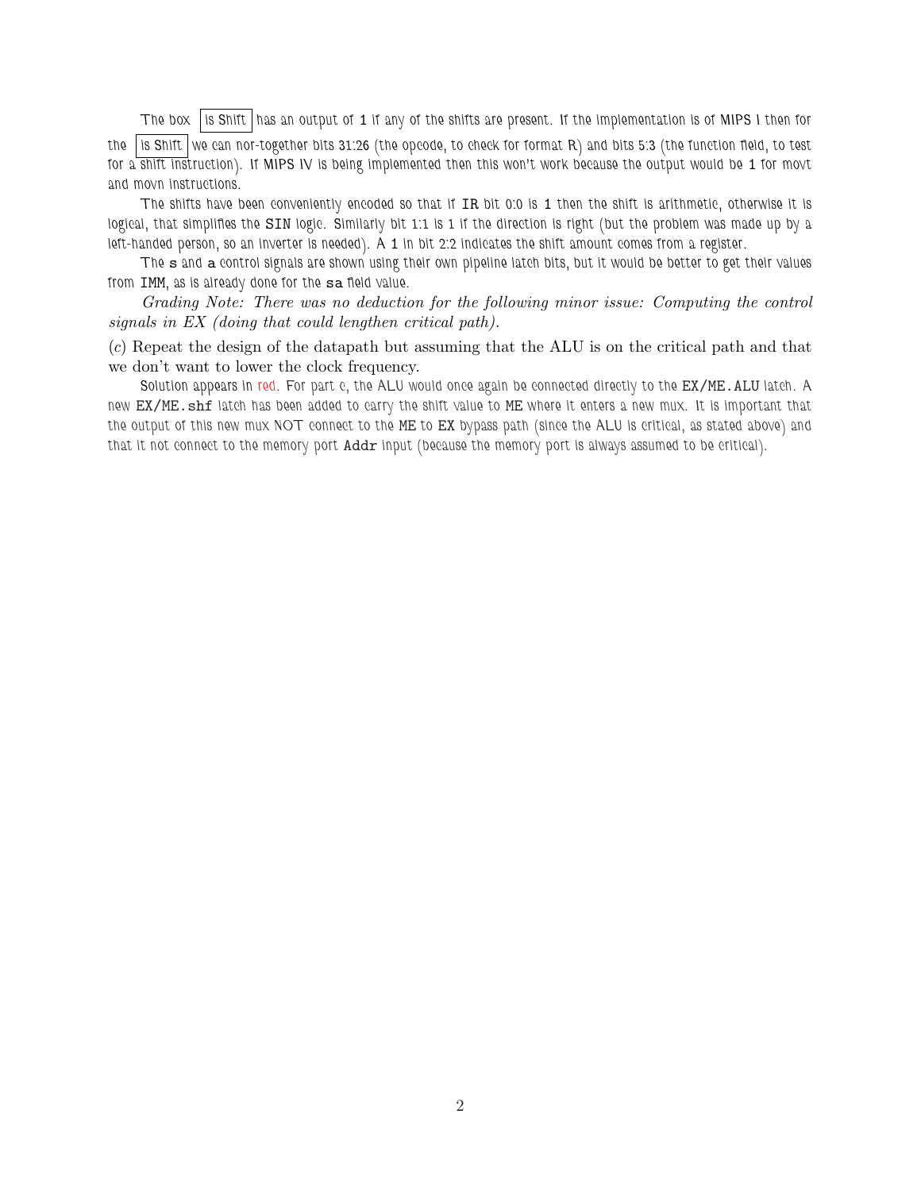The box `is Shift` has an output of 1 if any of the shifts are present. If the implementation is of MIPS I then for the `is Shift` we can nor-together bits 31:26 (the opcode, to check for format R) and bits 5:3 (the function field, to test for a shift instruction). If MIPS IV is being implemented then this won't work because the output would be 1 for movt and movn instructions.

The shifts have been conveniently encoded so that if IR bit 0:0 is 1 then the shift is arithmetic, otherwise it is logical, that simplifies the SIN logic. Similarly bit 1:1 is 1 if the direction is right (but the problem was made up by a left-handed person, so an inverter is needed). A 1 in bit 2:2 indicates the shift amount comes from a register.

The s and a control signals are shown using their own pipeline latch bits, but it would be better to get their values from IMM, as is already done for the sa field value.

*Grading Note: There was no deduction for the following minor issue: Computing the control signals in EX (doing that could lengthen critical path).*

(c) Repeat the design of the datapath but assuming that the ALU is on the critical path and that we don't want to lower the clock frequency.

Solution appears in red. For part c, the ALU would once again be connected directly to the EX/ME.ALU latch. A new EX/ME.shf latch has been added to carry the shift value to ME where it enters a new mux. It is important that the output of this new mux NOT connect to the ME to EX bypass path (since the ALU is critical, as stated above) and that it not connect to the memory port Addr input (because the memory port is always assumed to be critical).